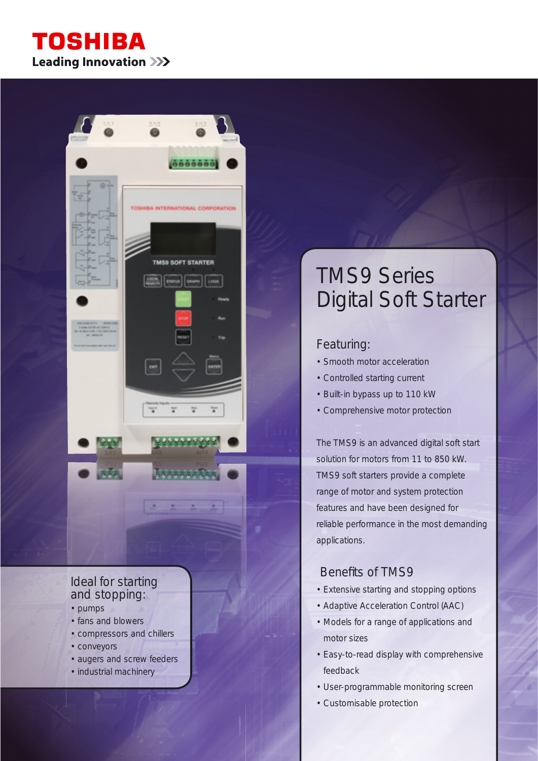TOSHIBA

Leading Innovation

# TMS9 Series Digital Soft Starter

## Featuring:

- Smooth motor acceleration
- Controlled starting current
- Built-in bypass up to 110 kW
- Comprehensive motor protection

The TMS9 is an advanced digital soft start solution for motors from 11 to 850 kW. TMS9 soft starters provide a complete range of motor and system protection features and have been designed for reliable performance in the most demanding applications.

## Benefits of TMS9

- Extensive starting and stopping options
- Adaptive Acceleration Control (AAC)
- Models for a range of applications and motor sizes
- Easy-to-read display with comprehensive feedback
- User-programmable monitoring screen
- Customisable protection

## Ideal for starting and stopping:

- pumps
- fans and blowers
- compressors and chillers
- conveyors
- augers and screw feeders
- industrial machinery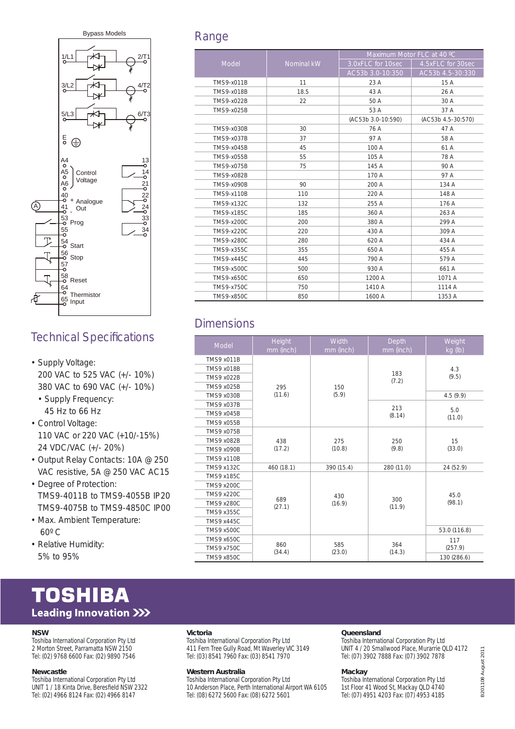Bypass Models

1/L1 2/T1
3/L2 4/T2
5/L3 6/T3
E
A4 A5 A6 Control Voltage
13 14 21 22 24 33 34
40 + Analogue 41 - Out
A
53 Prog 55
54 Start
56 Stop 57
58 Reset
64 Thermistor 65 Input

## Range

| Model | Nominal kW | Maximum Motor FLC at 40 ºC | |
|---|---|---|---|
| | | 3.0xFLC for 10sec | 4.5xFLC for 30sec |
| | | AC53b 3.0-10:350 | AC53b 4.5-30:330 |
| TMS9-x011B | 11 | 23 A | 15 A |
| TMS9-x018B | 18.5 | 43 A | 26 A |
| TMS9-x022B | 22 | 50 A | 30 A |
| TMS9-x025B | | 53 A | 37 A |
| | | (AC53b 3.0-10:590) | (AC53b 4.5-30:570) |
| TMS9-x030B | 30 | 76 A | 47 A |
| TMS9-x037B | 37 | 97 A | 58 A |
| TMS9-x045B | 45 | 100 A | 61 A |
| TMS9-x055B | 55 | 105 A | 78 A |
| TMS9-x075B | 75 | 145 A | 90 A |
| TMS9-x082B | | 170 A | 97 A |
| TMS9-x090B | 90 | 200 A | 134 A |
| TMS9-x110B | 110 | 220 A | 148 A |
| TMS9-x132C | 132 | 255 A | 176 A |
| TMS9-x185C | 185 | 360 A | 263 A |
| TMS9-x200C | 200 | 380 A | 299 A |
| TMS9-x220C | 220 | 430 A | 309 A |
| TMS9-x280C | 280 | 620 A | 434 A |
| TMS9-x355C | 355 | 650 A | 455 A |
| TMS9-x445C | 445 | 790 A | 579 A |
| TMS9-x500C | 500 | 930 A | 661 A |
| TMS9-x650C | 650 | 1200 A | 1071 A |
| TMS9-x750C | 750 | 1410 A | 1114 A |
| TMS9-x850C | 850 | 1600 A | 1353 A |

## Technical Specifications

- Supply Voltage:
  200 VAC to 525 VAC (+/- 10%)
  380 VAC to 690 VAC (+/- 10%)
  - Supply Frequency:
    45 Hz to 66 Hz
- Control Voltage:
  110 VAC or 220 VAC (+10/-15%)
  24 VDC/VAC (+/- 20%)
- Output Relay Contacts: 10A @ 250 VAC resistive, 5A @ 250 VAC AC15
- Degree of Protection:
  TMS9-4011B to TMS9-4055B IP20
  TMS9-4075B to TMS9-4850C IP00
- Max. Ambient Temperature:
  60º C
- Relative Humidity:
  5% to 95%

## Dimensions

| Model | Height mm (inch) | Width mm (inch) | Depth mm (inch) | Weight kg (lb) |
|---|---|---|---|---|
| TMS9 x011B | 295 (11.6) | 150 (5.9) | 183 (7.2) | 4.3 (9.5) |
| TMS9 x018B | | | | |
| TMS9 x022B | | | | |
| TMS9 x025B | | | | |
| TMS9 x030B | | | | 4.5 (9.9) |
| TMS9 x037B | | | 213 (8.14) | 5.0 (11.0) |
| TMS9 x045B | | | | |
| TMS9 x055B | | | | |
| TMS9 x075B | 438 (17.2) | 275 (10.8) | 250 (9.8) | 15 (33.0) |
| TMS9 x082B | | | | |
| TMS9 x090B | | | | |
| TMS9 x110B | | | | |
| TMS9 x132C | 460 (18.1) | 390 (15.4) | 280 (11.0) | 24 (52.9) |
| TMS9 x185C | 689 (27.1) | 430 (16.9) | 300 (11.9) | 45.0 (98.1) |
| TMS9 x200C | | | | |
| TMS9 x220C | | | | |
| TMS9 x280C | | | | |
| TMS9 x355C | | | | |
| TMS9 x445C | | | | |
| TMS9 x500C | | | | 53.0 (116.8) |
| TMS9 x650C | 860 (34.4) | 585 (23.0) | 364 (14.3) | 117 (257.9) |
| TMS9 x750C | | | | |
| TMS9 x850C | | | | 130 (286.6) |

**TOSHIBA**
**Leading Innovation >>>**

**NSW**
Toshiba International Corporation Pty Ltd
2 Morton Street, Parramatta NSW 2150
Tel: (02) 9768 6600 Fax: (02) 9890 7546

**Newcastle**
Toshiba International Corporation Pty Ltd
UNIT 1 / 18 Kinta Drive, Beresfield NSW 2322
Tel: (02) 4966 8124 Fax: (02) 4966 8147

**Victoria**
Toshiba International Corporation Pty Ltd
411 Fern Tree Gully Road, Mt Waverley VIC 3149
Tel: (03) 8541 7960 Fax: (03) 8541 7970

**Western Australia**
Toshiba International Corporation Pty Ltd
10 Anderson Place, Perth International Airport WA 6105
Tel: (08) 6272 5600 Fax: (08) 6272 5601

**Queensland**
Toshiba International Corporation Pty Ltd
UNIT 4 / 20 Smallwood Place, Murarrie QLD 4172
Tel: (07) 3902 7888 Fax: (07) 3902 7878

**Mackay**
Toshiba International Corporation Pty Ltd
1st Floor 41 Wood St, Mackay QLD 4740
Tel: (07) 4951 4203 Fax: (07) 4953 4185

B201108 August 2011